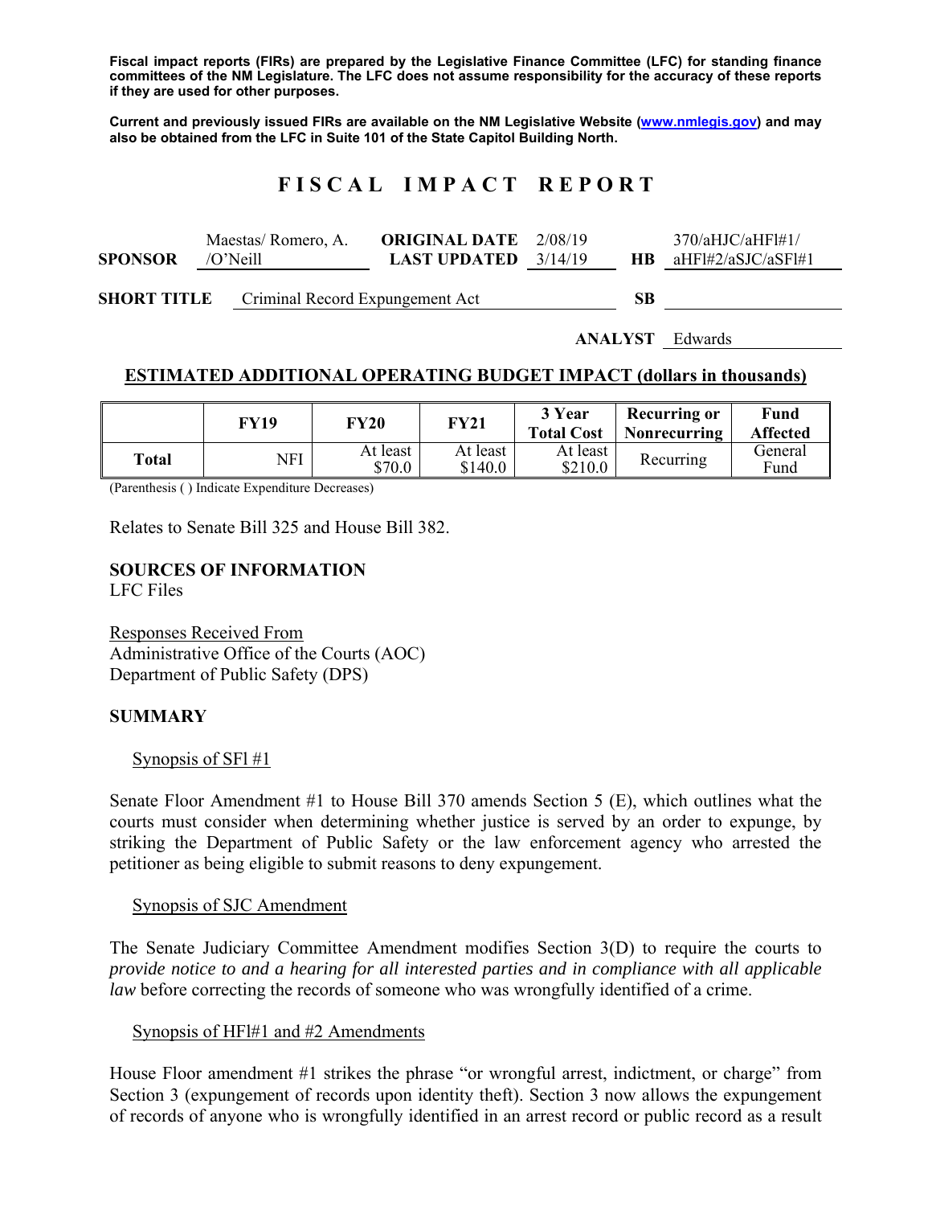**Fiscal impact reports (FIRs) are prepared by the Legislative Finance Committee (LFC) for standing finance committees of the NM Legislature. The LFC does not assume responsibility for the accuracy of these reports if they are used for other purposes.**

**Current and previously issued FIRs are available on the NM Legislative Website (www.nmlegis.gov) and may also be obtained from the LFC in Suite 101 of the State Capitol Building North.**

# F I S C A L   I M P A C T   R E P O R T

| | | | | | |
|---|---|---|---|---|---|
| **SPONSOR** | Maestas/ Romero, A. /O'Neill | **ORIGINAL DATE** / **LAST UPDATED** | 2/08/19 / 3/14/19 | **HB** | 370/aHJC/aHFl#1/ aHFl#2/aSJC/aSFl#1 |
| **SHORT TITLE** | Criminal Record Expungement Act | | | **SB** | |

**ANALYST** Edwards

## ESTIMATED ADDITIONAL OPERATING BUDGET IMPACT (dollars in thousands)

| | FY19 | FY20 | FY21 | 3 Year Total Cost | Recurring or Nonrecurring | Fund Affected |
|---|---|---|---|---|---|---|
| **Total** | NFI | At least $70.0 | At least $140.0 | At least $210.0 | Recurring | General Fund |

(Parenthesis ( ) Indicate Expenditure Decreases)

Relates to Senate Bill 325 and House Bill 382.

**SOURCES OF INFORMATION**
LFC Files

Responses Received From
Administrative Office of the Courts (AOC)
Department of Public Safety (DPS)

**SUMMARY**

Synopsis of SFl #1

Senate Floor Amendment #1 to House Bill 370 amends Section 5 (E), which outlines what the courts must consider when determining whether justice is served by an order to expunge, by striking the Department of Public Safety or the law enforcement agency who arrested the petitioner as being eligible to submit reasons to deny expungement.

Synopsis of SJC Amendment

The Senate Judiciary Committee Amendment modifies Section 3(D) to require the courts to *provide notice to and a hearing for all interested parties and in compliance with all applicable law* before correcting the records of someone who was wrongfully identified of a crime.

Synopsis of HFl#1 and #2 Amendments

House Floor amendment #1 strikes the phrase "or wrongful arrest, indictment, or charge" from Section 3 (expungement of records upon identity theft). Section 3 now allows the expungement of records of anyone who is wrongfully identified in an arrest record or public record as a result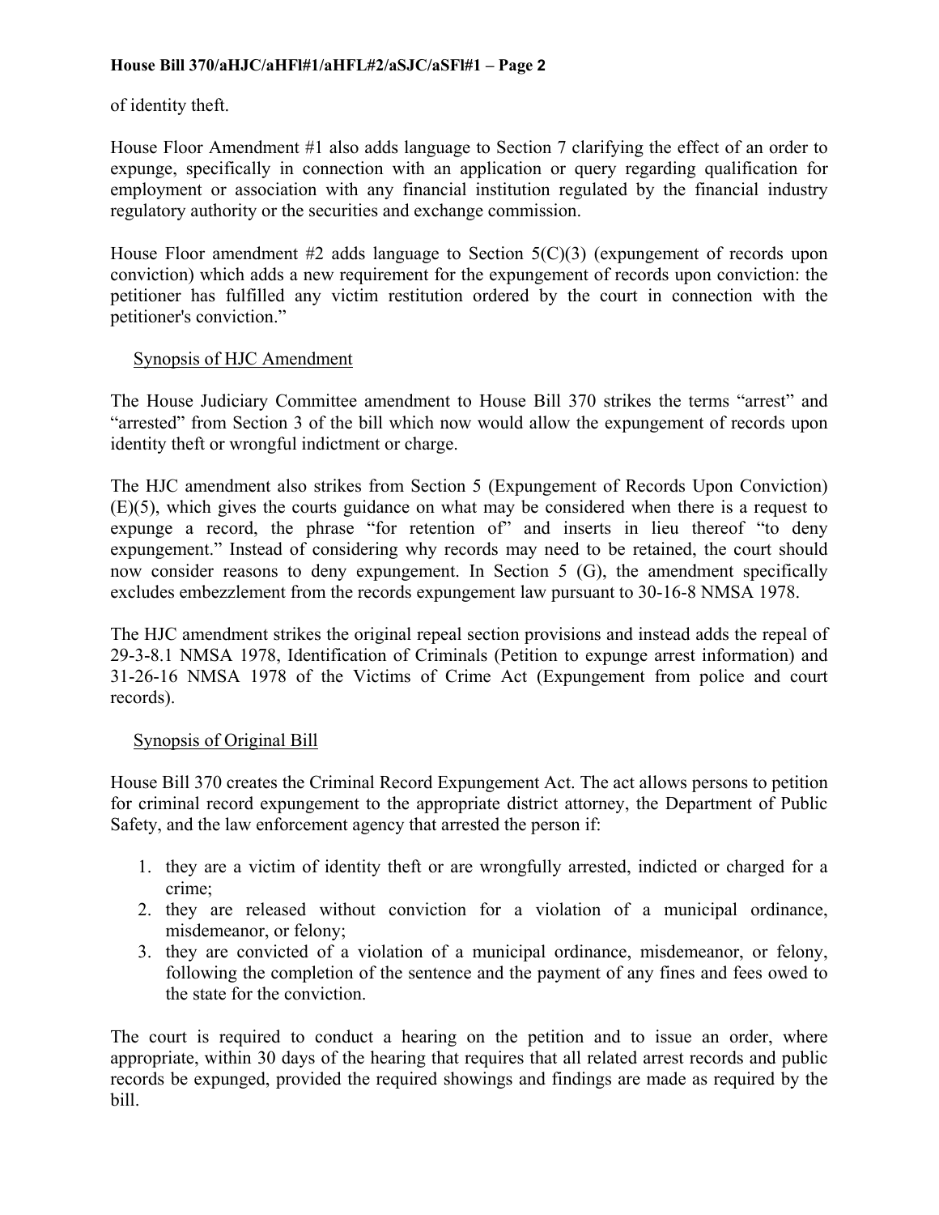of identity theft.

House Floor Amendment #1 also adds language to Section 7 clarifying the effect of an order to expunge, specifically in connection with an application or query regarding qualification for employment or association with any financial institution regulated by the financial industry regulatory authority or the securities and exchange commission.

House Floor amendment #2 adds language to Section 5(C)(3) (expungement of records upon conviction) which adds a new requirement for the expungement of records upon conviction: the petitioner has fulfilled any victim restitution ordered by the court in connection with the petitioner's conviction."

Synopsis of HJC Amendment

The House Judiciary Committee amendment to House Bill 370 strikes the terms "arrest" and "arrested" from Section 3 of the bill which now would allow the expungement of records upon identity theft or wrongful indictment or charge.

The HJC amendment also strikes from Section 5 (Expungement of Records Upon Conviction) (E)(5), which gives the courts guidance on what may be considered when there is a request to expunge a record, the phrase "for retention of" and inserts in lieu thereof "to deny expungement." Instead of considering why records may need to be retained, the court should now consider reasons to deny expungement. In Section 5 (G), the amendment specifically excludes embezzlement from the records expungement law pursuant to 30-16-8 NMSA 1978.

The HJC amendment strikes the original repeal section provisions and instead adds the repeal of 29-3-8.1 NMSA 1978, Identification of Criminals (Petition to expunge arrest information) and 31-26-16 NMSA 1978 of the Victims of Crime Act (Expungement from police and court records).

Synopsis of Original Bill

House Bill 370 creates the Criminal Record Expungement Act. The act allows persons to petition for criminal record expungement to the appropriate district attorney, the Department of Public Safety, and the law enforcement agency that arrested the person if:

1. they are a victim of identity theft or are wrongfully arrested, indicted or charged for a crime;
2. they are released without conviction for a violation of a municipal ordinance, misdemeanor, or felony;
3. they are convicted of a violation of a municipal ordinance, misdemeanor, or felony, following the completion of the sentence and the payment of any fines and fees owed to the state for the conviction.

The court is required to conduct a hearing on the petition and to issue an order, where appropriate, within 30 days of the hearing that requires that all related arrest records and public records be expunged, provided the required showings and findings are made as required by the bill.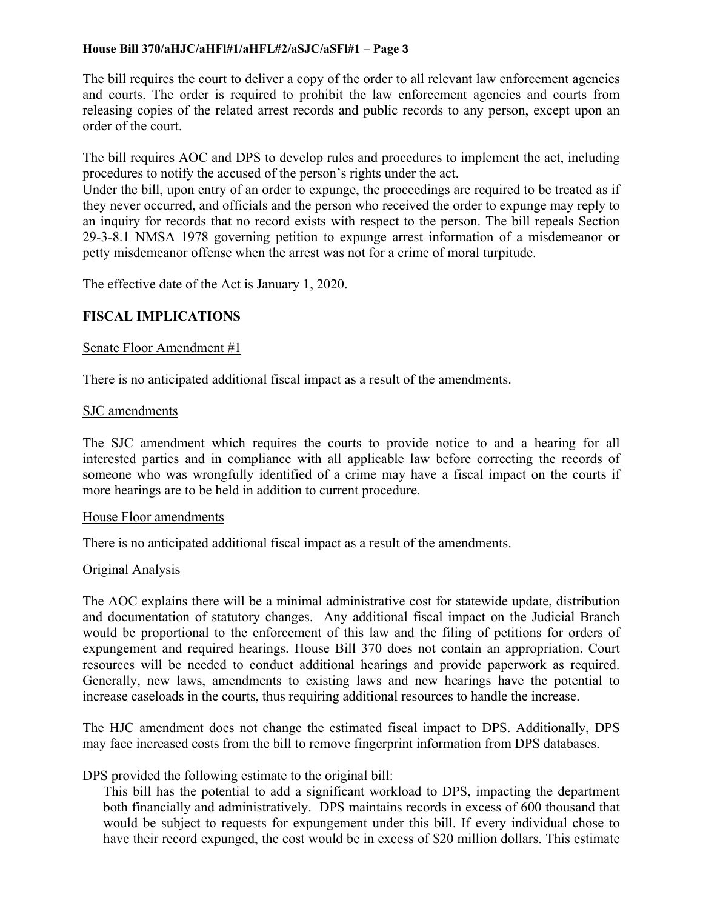The bill requires the court to deliver a copy of the order to all relevant law enforcement agencies and courts. The order is required to prohibit the law enforcement agencies and courts from releasing copies of the related arrest records and public records to any person, except upon an order of the court.

The bill requires AOC and DPS to develop rules and procedures to implement the act, including procedures to notify the accused of the person's rights under the act.
Under the bill, upon entry of an order to expunge, the proceedings are required to be treated as if they never occurred, and officials and the person who received the order to expunge may reply to an inquiry for records that no record exists with respect to the person. The bill repeals Section 29-3-8.1 NMSA 1978 governing petition to expunge arrest information of a misdemeanor or petty misdemeanor offense when the arrest was not for a crime of moral turpitude.

The effective date of the Act is January 1, 2020.

## FISCAL IMPLICATIONS

Senate Floor Amendment #1

There is no anticipated additional fiscal impact as a result of the amendments.

SJC amendments

The SJC amendment which requires the courts to provide notice to and a hearing for all interested parties and in compliance with all applicable law before correcting the records of someone who was wrongfully identified of a crime may have a fiscal impact on the courts if more hearings are to be held in addition to current procedure.

House Floor amendments

There is no anticipated additional fiscal impact as a result of the amendments.

Original Analysis

The AOC explains there will be a minimal administrative cost for statewide update, distribution and documentation of statutory changes. Any additional fiscal impact on the Judicial Branch would be proportional to the enforcement of this law and the filing of petitions for orders of expungement and required hearings. House Bill 370 does not contain an appropriation. Court resources will be needed to conduct additional hearings and provide paperwork as required. Generally, new laws, amendments to existing laws and new hearings have the potential to increase caseloads in the courts, thus requiring additional resources to handle the increase.

The HJC amendment does not change the estimated fiscal impact to DPS. Additionally, DPS may face increased costs from the bill to remove fingerprint information from DPS databases.

DPS provided the following estimate to the original bill:

> This bill has the potential to add a significant workload to DPS, impacting the department both financially and administratively. DPS maintains records in excess of 600 thousand that would be subject to requests for expungement under this bill. If every individual chose to have their record expunged, the cost would be in excess of $20 million dollars. This estimate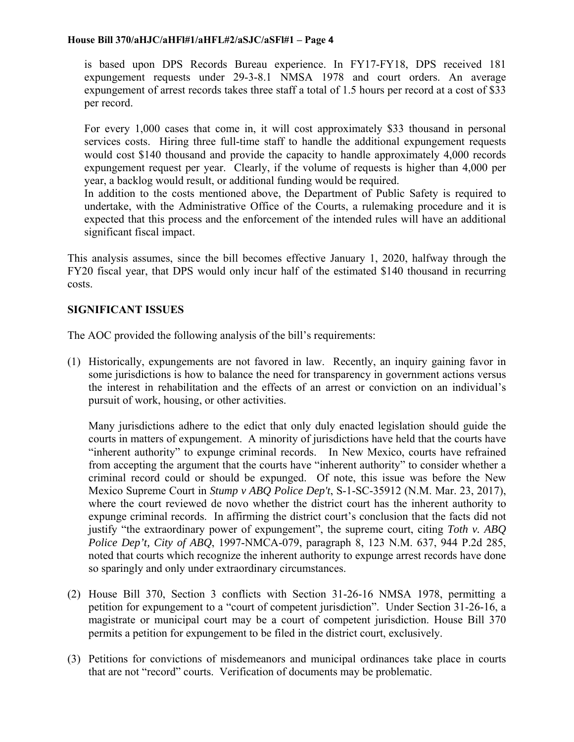is based upon DPS Records Bureau experience. In FY17-FY18, DPS received 181 expungement requests under 29-3-8.1 NMSA 1978 and court orders. An average expungement of arrest records takes three staff a total of 1.5 hours per record at a cost of $33 per record.

For every 1,000 cases that come in, it will cost approximately $33 thousand in personal services costs. Hiring three full-time staff to handle the additional expungement requests would cost $140 thousand and provide the capacity to handle approximately 4,000 records expungement request per year. Clearly, if the volume of requests is higher than 4,000 per year, a backlog would result, or additional funding would be required.

In addition to the costs mentioned above, the Department of Public Safety is required to undertake, with the Administrative Office of the Courts, a rulemaking procedure and it is expected that this process and the enforcement of the intended rules will have an additional significant fiscal impact.

This analysis assumes, since the bill becomes effective January 1, 2020, halfway through the FY20 fiscal year, that DPS would only incur half of the estimated $140 thousand in recurring costs.

**SIGNIFICANT ISSUES**

The AOC provided the following analysis of the bill's requirements:

(1) Historically, expungements are not favored in law. Recently, an inquiry gaining favor in some jurisdictions is how to balance the need for transparency in government actions versus the interest in rehabilitation and the effects of an arrest or conviction on an individual's pursuit of work, housing, or other activities.

   Many jurisdictions adhere to the edict that only duly enacted legislation should guide the courts in matters of expungement. A minority of jurisdictions have held that the courts have "inherent authority" to expunge criminal records. In New Mexico, courts have refrained from accepting the argument that the courts have "inherent authority" to consider whether a criminal record could or should be expunged. Of note, this issue was before the New Mexico Supreme Court in *Stump v ABQ Police Dep't*, S-1-SC-35912 (N.M. Mar. 23, 2017), where the court reviewed de novo whether the district court has the inherent authority to expunge criminal records. In affirming the district court's conclusion that the facts did not justify "the extraordinary power of expungement", the supreme court, citing *Toth v. ABQ Police Dep't, City of ABQ*, 1997-NMCA-079, paragraph 8, 123 N.M. 637, 944 P.2d 285, noted that courts which recognize the inherent authority to expunge arrest records have done so sparingly and only under extraordinary circumstances.

(2) House Bill 370, Section 3 conflicts with Section 31-26-16 NMSA 1978, permitting a petition for expungement to a "court of competent jurisdiction". Under Section 31-26-16, a magistrate or municipal court may be a court of competent jurisdiction. House Bill 370 permits a petition for expungement to be filed in the district court, exclusively.

(3) Petitions for convictions of misdemeanors and municipal ordinances take place in courts that are not "record" courts. Verification of documents may be problematic.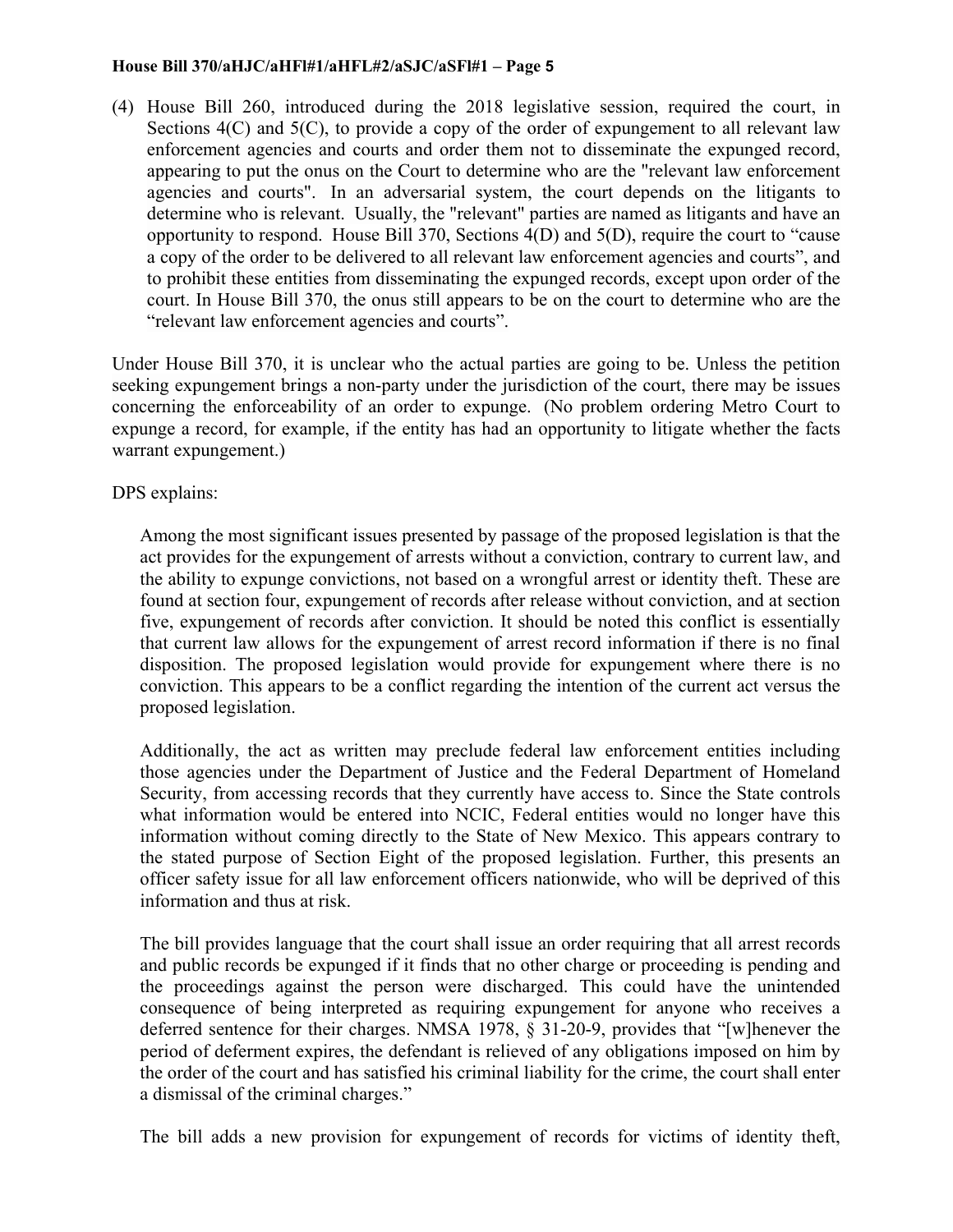(4) House Bill 260, introduced during the 2018 legislative session, required the court, in Sections 4(C) and 5(C), to provide a copy of the order of expungement to all relevant law enforcement agencies and courts and order them not to disseminate the expunged record, appearing to put the onus on the Court to determine who are the "relevant law enforcement agencies and courts". In an adversarial system, the court depends on the litigants to determine who is relevant. Usually, the "relevant" parties are named as litigants and have an opportunity to respond. House Bill 370, Sections 4(D) and 5(D), require the court to "cause a copy of the order to be delivered to all relevant law enforcement agencies and courts", and to prohibit these entities from disseminating the expunged records, except upon order of the court. In House Bill 370, the onus still appears to be on the court to determine who are the "relevant law enforcement agencies and courts".

Under House Bill 370, it is unclear who the actual parties are going to be. Unless the petition seeking expungement brings a non-party under the jurisdiction of the court, there may be issues concerning the enforceability of an order to expunge. (No problem ordering Metro Court to expunge a record, for example, if the entity has had an opportunity to litigate whether the facts warrant expungement.)

DPS explains:

> Among the most significant issues presented by passage of the proposed legislation is that the act provides for the expungement of arrests without a conviction, contrary to current law, and the ability to expunge convictions, not based on a wrongful arrest or identity theft. These are found at section four, expungement of records after release without conviction, and at section five, expungement of records after conviction. It should be noted this conflict is essentially that current law allows for the expungement of arrest record information if there is no final disposition. The proposed legislation would provide for expungement where there is no conviction. This appears to be a conflict regarding the intention of the current act versus the proposed legislation.
>
> Additionally, the act as written may preclude federal law enforcement entities including those agencies under the Department of Justice and the Federal Department of Homeland Security, from accessing records that they currently have access to. Since the State controls what information would be entered into NCIC, Federal entities would no longer have this information without coming directly to the State of New Mexico. This appears contrary to the stated purpose of Section Eight of the proposed legislation. Further, this presents an officer safety issue for all law enforcement officers nationwide, who will be deprived of this information and thus at risk.
>
> The bill provides language that the court shall issue an order requiring that all arrest records and public records be expunged if it finds that no other charge or proceeding is pending and the proceedings against the person were discharged. This could have the unintended consequence of being interpreted as requiring expungement for anyone who receives a deferred sentence for their charges. NMSA 1978, § 31-20-9, provides that "[w]henever the period of deferment expires, the defendant is relieved of any obligations imposed on him by the order of the court and has satisfied his criminal liability for the crime, the court shall enter a dismissal of the criminal charges."
>
> The bill adds a new provision for expungement of records for victims of identity theft,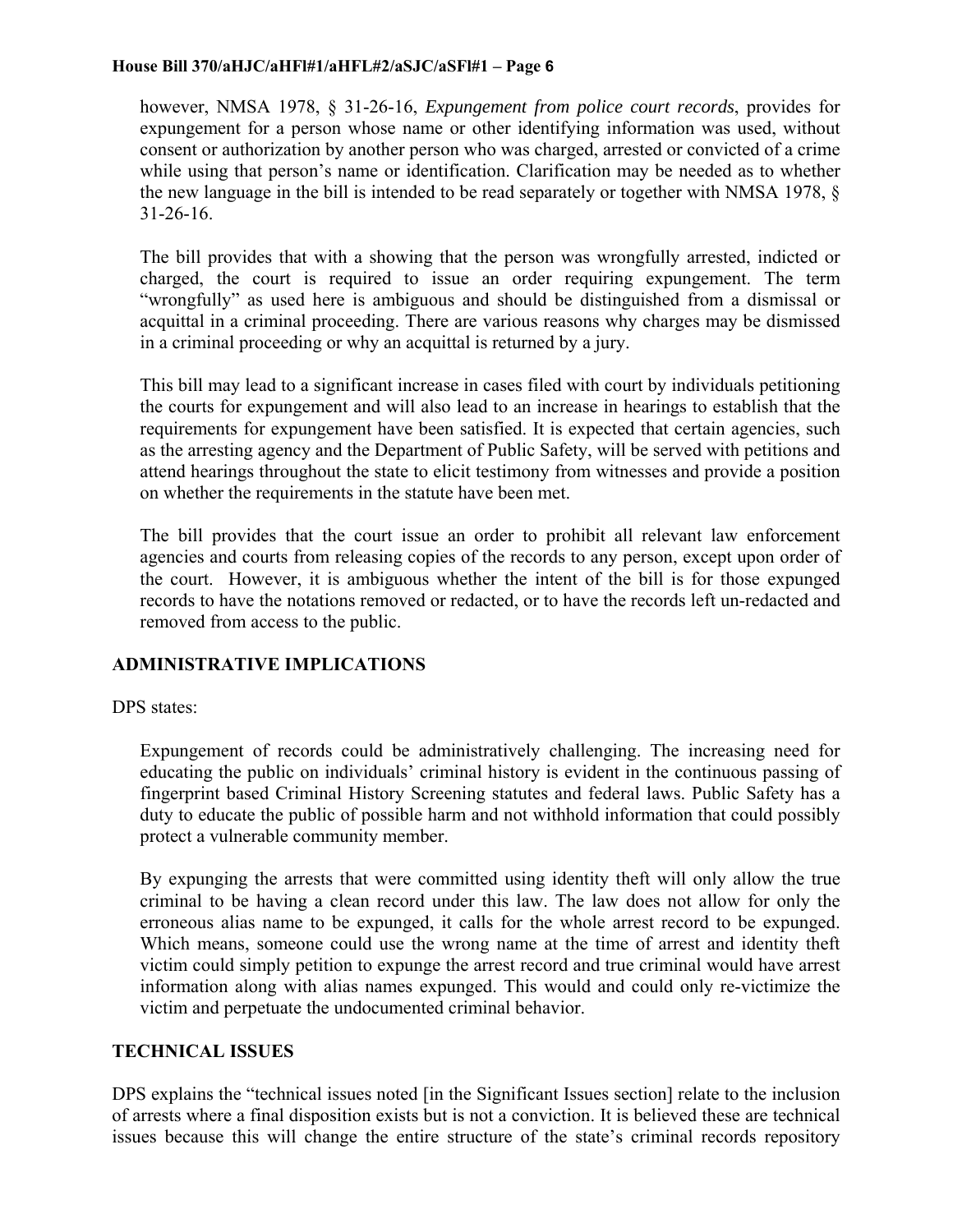however, NMSA 1978, § 31-26-16, *Expungement from police court records*, provides for expungement for a person whose name or other identifying information was used, without consent or authorization by another person who was charged, arrested or convicted of a crime while using that person's name or identification. Clarification may be needed as to whether the new language in the bill is intended to be read separately or together with NMSA 1978, § 31-26-16.

The bill provides that with a showing that the person was wrongfully arrested, indicted or charged, the court is required to issue an order requiring expungement. The term "wrongfully" as used here is ambiguous and should be distinguished from a dismissal or acquittal in a criminal proceeding. There are various reasons why charges may be dismissed in a criminal proceeding or why an acquittal is returned by a jury.

This bill may lead to a significant increase in cases filed with court by individuals petitioning the courts for expungement and will also lead to an increase in hearings to establish that the requirements for expungement have been satisfied. It is expected that certain agencies, such as the arresting agency and the Department of Public Safety, will be served with petitions and attend hearings throughout the state to elicit testimony from witnesses and provide a position on whether the requirements in the statute have been met.

The bill provides that the court issue an order to prohibit all relevant law enforcement agencies and courts from releasing copies of the records to any person, except upon order of the court. However, it is ambiguous whether the intent of the bill is for those expunged records to have the notations removed or redacted, or to have the records left un-redacted and removed from access to the public.

## ADMINISTRATIVE IMPLICATIONS

DPS states:

Expungement of records could be administratively challenging. The increasing need for educating the public on individuals' criminal history is evident in the continuous passing of fingerprint based Criminal History Screening statutes and federal laws. Public Safety has a duty to educate the public of possible harm and not withhold information that could possibly protect a vulnerable community member.

By expunging the arrests that were committed using identity theft will only allow the true criminal to be having a clean record under this law. The law does not allow for only the erroneous alias name to be expunged, it calls for the whole arrest record to be expunged. Which means, someone could use the wrong name at the time of arrest and identity theft victim could simply petition to expunge the arrest record and true criminal would have arrest information along with alias names expunged. This would and could only re-victimize the victim and perpetuate the undocumented criminal behavior.

## TECHNICAL ISSUES

DPS explains the "technical issues noted [in the Significant Issues section] relate to the inclusion of arrests where a final disposition exists but is not a conviction. It is believed these are technical issues because this will change the entire structure of the state's criminal records repository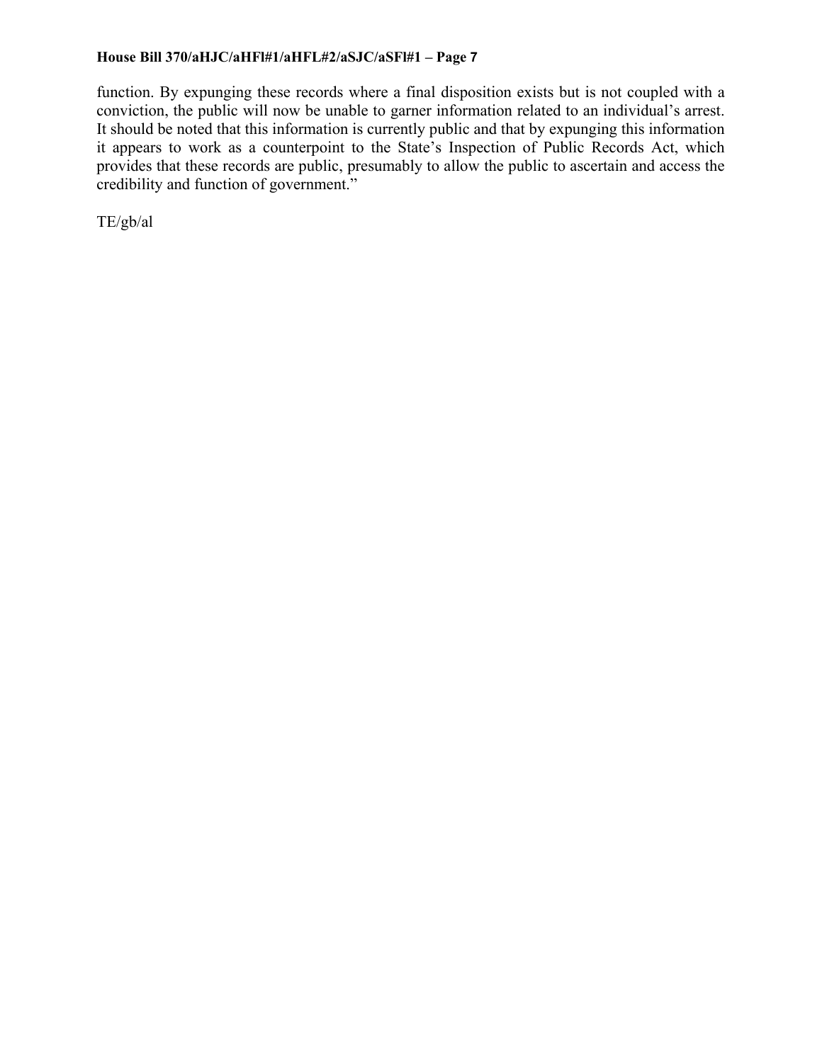function. By expunging these records where a final disposition exists but is not coupled with a conviction, the public will now be unable to garner information related to an individual's arrest. It should be noted that this information is currently public and that by expunging this information it appears to work as a counterpoint to the State's Inspection of Public Records Act, which provides that these records are public, presumably to allow the public to ascertain and access the credibility and function of government."

TE/gb/al